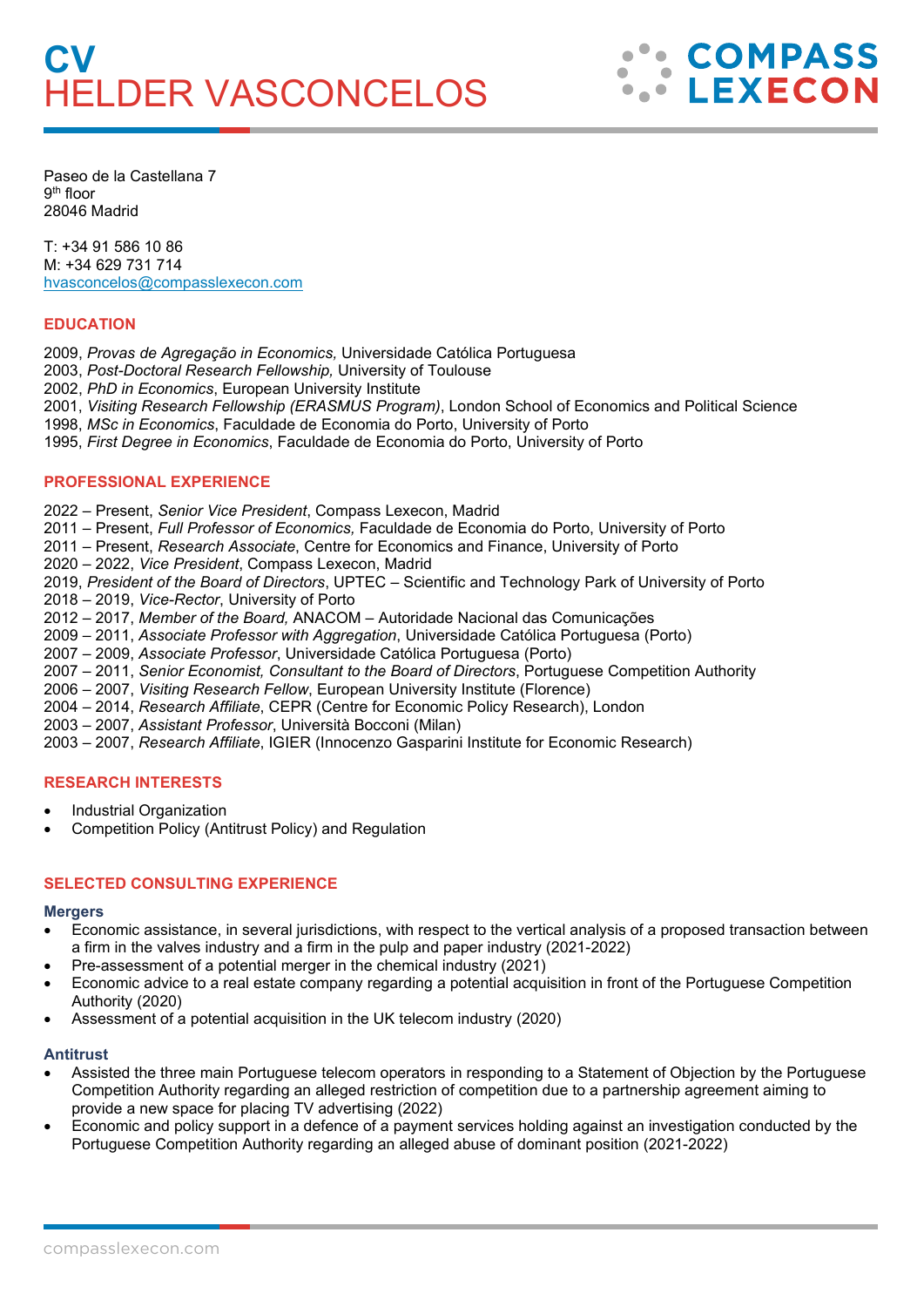# CV
# HELDER VASCONCELOS

Paseo de la Castellana 7
9th floor
28046 Madrid

T: +34 91 586 10 86
M: +34 629 731 714
hvasconcelos@compasslexecon.com

## EDUCATION

2009, *Provas de Agregação in Economics,* Universidade Católica Portuguesa
2003, *Post-Doctoral Research Fellowship,* University of Toulouse
2002, *PhD in Economics*, European University Institute
2001, *Visiting Research Fellowship (ERASMUS Program)*, London School of Economics and Political Science
1998, *MSc in Economics*, Faculdade de Economia do Porto, University of Porto
1995, *First Degree in Economics*, Faculdade de Economia do Porto, University of Porto

## PROFESSIONAL EXPERIENCE

2022 – Present, *Senior Vice President*, Compass Lexecon, Madrid
2011 – Present, *Full Professor of Economics,* Faculdade de Economia do Porto, University of Porto
2011 – Present, *Research Associate*, Centre for Economics and Finance, University of Porto
2020 – 2022, *Vice President*, Compass Lexecon, Madrid
2019, *President of the Board of Directors*, UPTEC – Scientific and Technology Park of University of Porto
2018 – 2019, *Vice-Rector*, University of Porto
2012 – 2017, *Member of the Board,* ANACOM – Autoridade Nacional das Comunicações
2009 – 2011, *Associate Professor with Aggregation*, Universidade Católica Portuguesa (Porto)
2007 – 2009, *Associate Professor*, Universidade Católica Portuguesa (Porto)
2007 – 2011, *Senior Economist, Consultant to the Board of Directors*, Portuguese Competition Authority
2006 – 2007, *Visiting Research Fellow*, European University Institute (Florence)
2004 – 2014, *Research Affiliate*, CEPR (Centre for Economic Policy Research), London
2003 – 2007, *Assistant Professor*, Università Bocconi (Milan)
2003 – 2007, *Research Affiliate*, IGIER (Innocenzo Gasparini Institute for Economic Research)

## RESEARCH INTERESTS

- Industrial Organization
- Competition Policy (Antitrust Policy) and Regulation

## SELECTED CONSULTING EXPERIENCE

### Mergers

- Economic assistance, in several jurisdictions, with respect to the vertical analysis of a proposed transaction between a firm in the valves industry and a firm in the pulp and paper industry (2021-2022)
- Pre-assessment of a potential merger in the chemical industry (2021)
- Economic advice to a real estate company regarding a potential acquisition in front of the Portuguese Competition Authority (2020)
- Assessment of a potential acquisition in the UK telecom industry (2020)

### Antitrust

- Assisted the three main Portuguese telecom operators in responding to a Statement of Objection by the Portuguese Competition Authority regarding an alleged restriction of competition due to a partnership agreement aiming to provide a new space for placing TV advertising (2022)
- Economic and policy support in a defence of a payment services holding against an investigation conducted by the Portuguese Competition Authority regarding an alleged abuse of dominant position (2021-2022)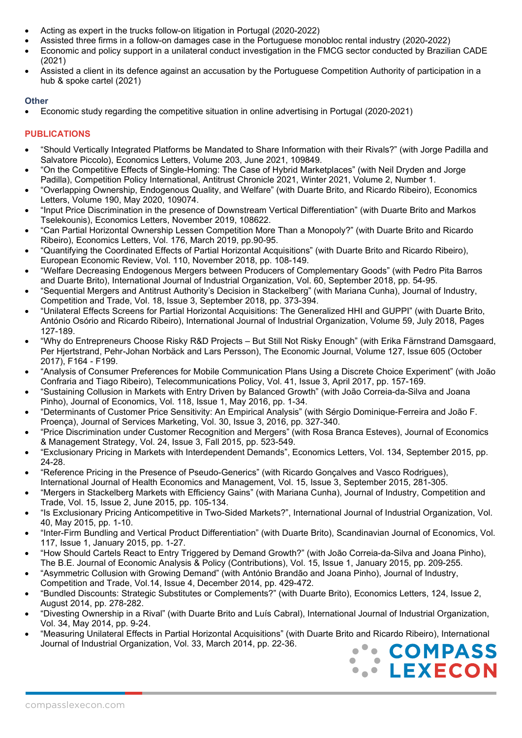- Acting as expert in the trucks follow-on litigation in Portugal (2020-2022)
- Assisted three firms in a follow-on damages case in the Portuguese monobloc rental industry (2020-2022)
- Economic and policy support in a unilateral conduct investigation in the FMCG sector conducted by Brazilian CADE (2021)
- Assisted a client in its defence against an accusation by the Portuguese Competition Authority of participation in a hub & spoke cartel (2021)

### Other

- Economic study regarding the competitive situation in online advertising in Portugal (2020-2021)

## PUBLICATIONS

- "Should Vertically Integrated Platforms be Mandated to Share Information with their Rivals?" (with Jorge Padilla and Salvatore Piccolo), Economics Letters, Volume 203, June 2021, 109849.
- "On the Competitive Effects of Single-Homing: The Case of Hybrid Marketplaces" (with Neil Dryden and Jorge Padilla), Competition Policy International, Antitrust Chronicle 2021, Winter 2021, Volume 2, Number 1.
- "Overlapping Ownership, Endogenous Quality, and Welfare" (with Duarte Brito, and Ricardo Ribeiro), Economics Letters, Volume 190, May 2020, 109074.
- "Input Price Discrimination in the presence of Downstream Vertical Differentiation" (with Duarte Brito and Markos Tselekounis), Economics Letters, November 2019, 108622.
- "Can Partial Horizontal Ownership Lessen Competition More Than a Monopoly?" (with Duarte Brito and Ricardo Ribeiro), Economics Letters, Vol. 176, March 2019, pp.90-95.
- "Quantifying the Coordinated Effects of Partial Horizontal Acquisitions" (with Duarte Brito and Ricardo Ribeiro), European Economic Review, Vol. 110, November 2018, pp. 108-149.
- "Welfare Decreasing Endogenous Mergers between Producers of Complementary Goods" (with Pedro Pita Barros and Duarte Brito), International Journal of Industrial Organization, Vol. 60, September 2018, pp. 54-95.
- "Sequential Mergers and Antitrust Authority's Decision in Stackelberg" (with Mariana Cunha), Journal of Industry, Competition and Trade, Vol. 18, Issue 3, September 2018, pp. 373-394.
- "Unilateral Effects Screens for Partial Horizontal Acquisitions: The Generalized HHI and GUPPI" (with Duarte Brito, António Osório and Ricardo Ribeiro), International Journal of Industrial Organization, Volume 59, July 2018, Pages 127-189.
- "Why do Entrepreneurs Choose Risky R&D Projects – But Still Not Risky Enough" (with Erika Färnstrand Damsgaard, Per Hjertstrand, Pehr-Johan Norbäck and Lars Persson), The Economic Journal, Volume 127, Issue 605 (October 2017), F164 - F199.
- "Analysis of Consumer Preferences for Mobile Communication Plans Using a Discrete Choice Experiment" (with João Confraria and Tiago Ribeiro), Telecommunications Policy, Vol. 41, Issue 3, April 2017, pp. 157-169.
- "Sustaining Collusion in Markets with Entry Driven by Balanced Growth" (with João Correia-da-Silva and Joana Pinho), Journal of Economics, Vol. 118, Issue 1, May 2016, pp. 1-34.
- "Determinants of Customer Price Sensitivity: An Empirical Analysis" (with Sérgio Dominique-Ferreira and João F. Proença), Journal of Services Marketing, Vol. 30, Issue 3, 2016, pp. 327-340.
- "Price Discrimination under Customer Recognition and Mergers" (with Rosa Branca Esteves), Journal of Economics & Management Strategy, Vol. 24, Issue 3, Fall 2015, pp. 523-549.
- "Exclusionary Pricing in Markets with Interdependent Demands", Economics Letters, Vol. 134, September 2015, pp. 24-28.
- "Reference Pricing in the Presence of Pseudo-Generics" (with Ricardo Gonçalves and Vasco Rodrigues), International Journal of Health Economics and Management, Vol. 15, Issue 3, September 2015, 281-305.
- "Mergers in Stackelberg Markets with Efficiency Gains" (with Mariana Cunha), Journal of Industry, Competition and Trade, Vol. 15, Issue 2, June 2015, pp. 105-134.
- "Is Exclusionary Pricing Anticompetitive in Two-Sided Markets?", International Journal of Industrial Organization, Vol. 40, May 2015, pp. 1-10.
- "Inter-Firm Bundling and Vertical Product Differentiation" (with Duarte Brito), Scandinavian Journal of Economics, Vol. 117, Issue 1, January 2015, pp. 1-27.
- "How Should Cartels React to Entry Triggered by Demand Growth?" (with João Correia-da-Silva and Joana Pinho), The B.E. Journal of Economic Analysis & Policy (Contributions), Vol. 15, Issue 1, January 2015, pp. 209-255.
- "Asymmetric Collusion with Growing Demand" (with António Brandão and Joana Pinho), Journal of Industry, Competition and Trade, Vol.14, Issue 4, December 2014, pp. 429-472.
- "Bundled Discounts: Strategic Substitutes or Complements?" (with Duarte Brito), Economics Letters, 124, Issue 2, August 2014, pp. 278-282.
- "Divesting Ownership in a Rival" (with Duarte Brito and Luís Cabral), International Journal of Industrial Organization, Vol. 34, May 2014, pp. 9-24.
- "Measuring Unilateral Effects in Partial Horizontal Acquisitions" (with Duarte Brito and Ricardo Ribeiro), International Journal of Industrial Organization, Vol. 33, March 2014, pp. 22-36.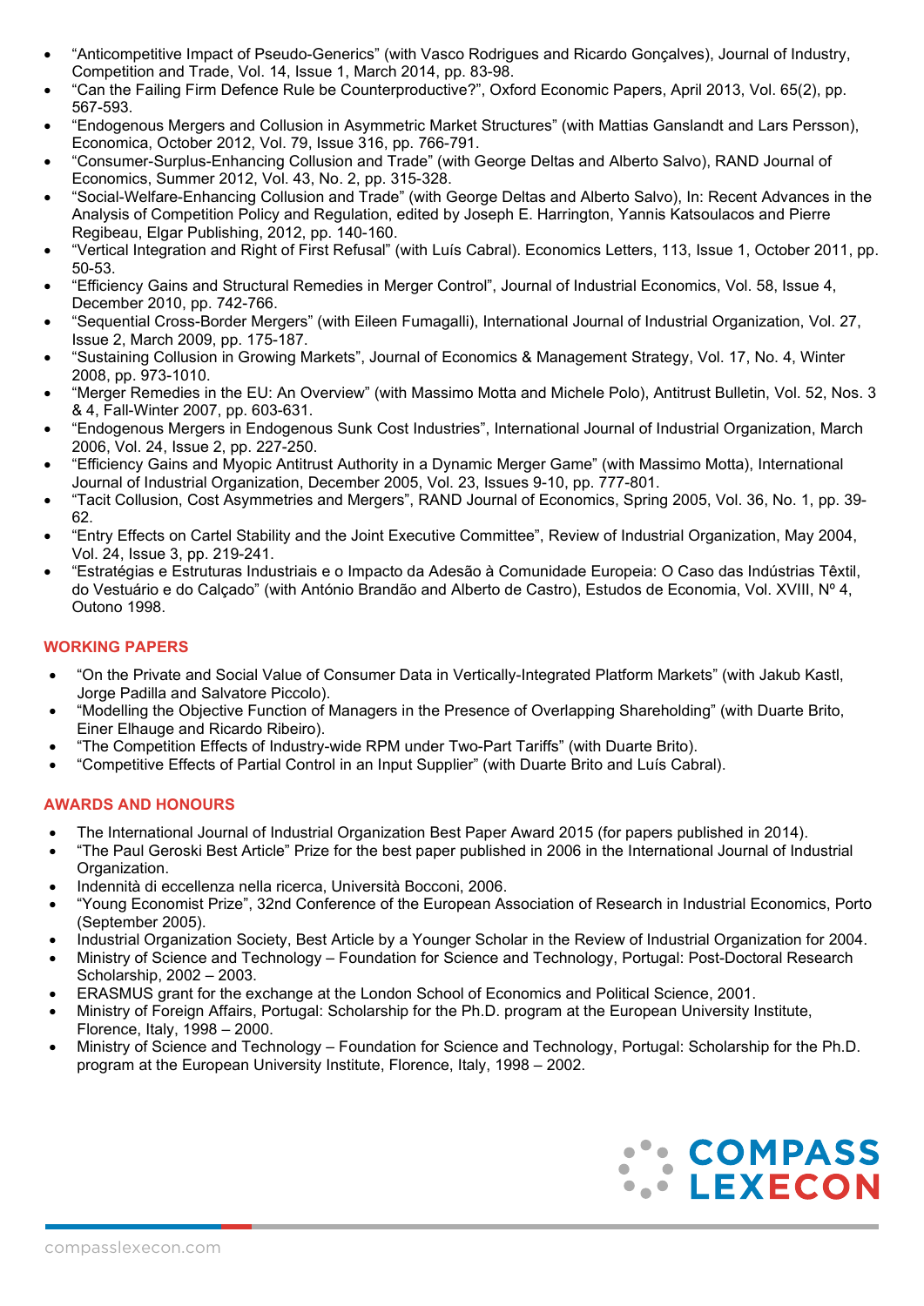- "Anticompetitive Impact of Pseudo-Generics" (with Vasco Rodrigues and Ricardo Gonçalves), Journal of Industry, Competition and Trade, Vol. 14, Issue 1, March 2014, pp. 83-98.
- "Can the Failing Firm Defence Rule be Counterproductive?", Oxford Economic Papers, April 2013, Vol. 65(2), pp. 567-593.
- "Endogenous Mergers and Collusion in Asymmetric Market Structures" (with Mattias Ganslandt and Lars Persson), Economica, October 2012, Vol. 79, Issue 316, pp. 766-791.
- "Consumer-Surplus-Enhancing Collusion and Trade" (with George Deltas and Alberto Salvo), RAND Journal of Economics, Summer 2012, Vol. 43, No. 2, pp. 315-328.
- "Social-Welfare-Enhancing Collusion and Trade" (with George Deltas and Alberto Salvo), In: Recent Advances in the Analysis of Competition Policy and Regulation, edited by Joseph E. Harrington, Yannis Katsoulacos and Pierre Regibeau, Elgar Publishing, 2012, pp. 140-160.
- "Vertical Integration and Right of First Refusal" (with Luís Cabral). Economics Letters, 113, Issue 1, October 2011, pp. 50-53.
- "Efficiency Gains and Structural Remedies in Merger Control", Journal of Industrial Economics, Vol. 58, Issue 4, December 2010, pp. 742-766.
- "Sequential Cross-Border Mergers" (with Eileen Fumagalli), International Journal of Industrial Organization, Vol. 27, Issue 2, March 2009, pp. 175-187.
- "Sustaining Collusion in Growing Markets", Journal of Economics & Management Strategy, Vol. 17, No. 4, Winter 2008, pp. 973-1010.
- "Merger Remedies in the EU: An Overview" (with Massimo Motta and Michele Polo), Antitrust Bulletin, Vol. 52, Nos. 3 & 4, Fall-Winter 2007, pp. 603-631.
- "Endogenous Mergers in Endogenous Sunk Cost Industries", International Journal of Industrial Organization, March 2006, Vol. 24, Issue 2, pp. 227-250.
- "Efficiency Gains and Myopic Antitrust Authority in a Dynamic Merger Game" (with Massimo Motta), International Journal of Industrial Organization, December 2005, Vol. 23, Issues 9-10, pp. 777-801.
- "Tacit Collusion, Cost Asymmetries and Mergers", RAND Journal of Economics, Spring 2005, Vol. 36, No. 1, pp. 39-62.
- "Entry Effects on Cartel Stability and the Joint Executive Committee", Review of Industrial Organization, May 2004, Vol. 24, Issue 3, pp. 219-241.
- "Estratégias e Estruturas Industriais e o Impacto da Adesão à Comunidade Europeia: O Caso das Indústrias Têxtil, do Vestuário e do Calçado" (with António Brandão and Alberto de Castro), Estudos de Economia, Vol. XVIII, Nº 4, Outono 1998.

## WORKING PAPERS

- "On the Private and Social Value of Consumer Data in Vertically-Integrated Platform Markets" (with Jakub Kastl, Jorge Padilla and Salvatore Piccolo).
- "Modelling the Objective Function of Managers in the Presence of Overlapping Shareholding" (with Duarte Brito, Einer Elhauge and Ricardo Ribeiro).
- "The Competition Effects of Industry-wide RPM under Two-Part Tariffs" (with Duarte Brito).
- "Competitive Effects of Partial Control in an Input Supplier" (with Duarte Brito and Luís Cabral).

## AWARDS AND HONOURS

- The International Journal of Industrial Organization Best Paper Award 2015 (for papers published in 2014).
- "The Paul Geroski Best Article" Prize for the best paper published in 2006 in the International Journal of Industrial Organization.
- Indennità di eccellenza nella ricerca, Università Bocconi, 2006.
- "Young Economist Prize", 32nd Conference of the European Association of Research in Industrial Economics, Porto (September 2005).
- Industrial Organization Society, Best Article by a Younger Scholar in the Review of Industrial Organization for 2004.
- Ministry of Science and Technology – Foundation for Science and Technology, Portugal: Post-Doctoral Research Scholarship, 2002 – 2003.
- ERASMUS grant for the exchange at the London School of Economics and Political Science, 2001.
- Ministry of Foreign Affairs, Portugal: Scholarship for the Ph.D. program at the European University Institute, Florence, Italy, 1998 – 2000.
- Ministry of Science and Technology – Foundation for Science and Technology, Portugal: Scholarship for the Ph.D. program at the European University Institute, Florence, Italy, 1998 – 2002.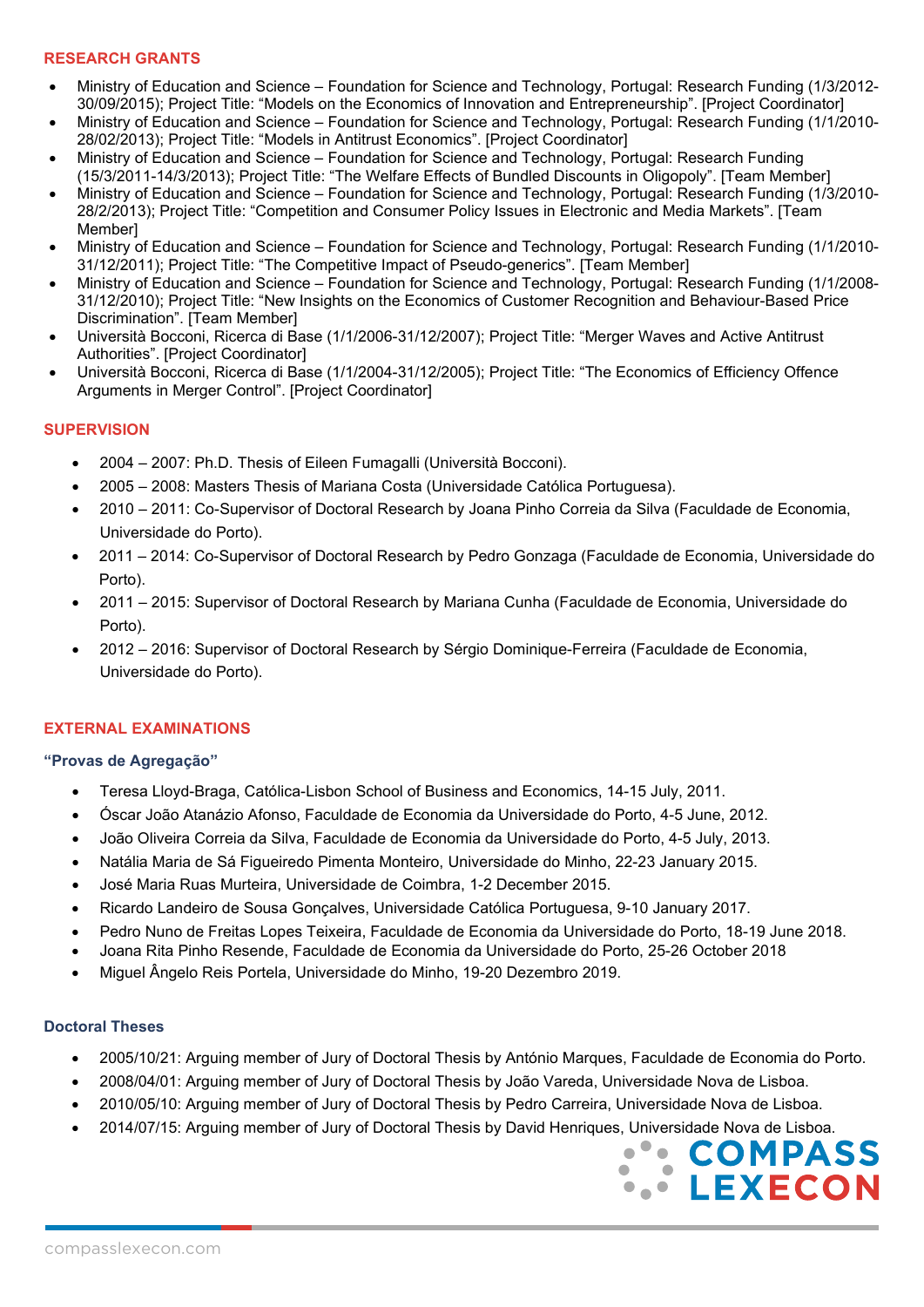## RESEARCH GRANTS

- Ministry of Education and Science – Foundation for Science and Technology, Portugal: Research Funding (1/3/2012-30/09/2015); Project Title: “Models on the Economics of Innovation and Entrepreneurship”. [Project Coordinator]
- Ministry of Education and Science – Foundation for Science and Technology, Portugal: Research Funding (1/1/2010-28/02/2013); Project Title: “Models in Antitrust Economics”. [Project Coordinator]
- Ministry of Education and Science – Foundation for Science and Technology, Portugal: Research Funding (15/3/2011-14/3/2013); Project Title: “The Welfare Effects of Bundled Discounts in Oligopoly”. [Team Member]
- Ministry of Education and Science – Foundation for Science and Technology, Portugal: Research Funding (1/3/2010-28/2/2013); Project Title: “Competition and Consumer Policy Issues in Electronic and Media Markets”. [Team Member]
- Ministry of Education and Science – Foundation for Science and Technology, Portugal: Research Funding (1/1/2010-31/12/2011); Project Title: “The Competitive Impact of Pseudo-generics”. [Team Member]
- Ministry of Education and Science – Foundation for Science and Technology, Portugal: Research Funding (1/1/2008-31/12/2010); Project Title: “New Insights on the Economics of Customer Recognition and Behaviour-Based Price Discrimination”. [Team Member]
- Università Bocconi, Ricerca di Base (1/1/2006-31/12/2007); Project Title: “Merger Waves and Active Antitrust Authorities”. [Project Coordinator]
- Università Bocconi, Ricerca di Base (1/1/2004-31/12/2005); Project Title: “The Economics of Efficiency Offence Arguments in Merger Control”. [Project Coordinator]

## SUPERVISION

- 2004 – 2007: Ph.D. Thesis of Eileen Fumagalli (Università Bocconi).
- 2005 – 2008: Masters Thesis of Mariana Costa (Universidade Católica Portuguesa).
- 2010 – 2011: Co-Supervisor of Doctoral Research by Joana Pinho Correia da Silva (Faculdade de Economia, Universidade do Porto).
- 2011 – 2014: Co-Supervisor of Doctoral Research by Pedro Gonzaga (Faculdade de Economia, Universidade do Porto).
- 2011 – 2015: Supervisor of Doctoral Research by Mariana Cunha (Faculdade de Economia, Universidade do Porto).
- 2012 – 2016: Supervisor of Doctoral Research by Sérgio Dominique-Ferreira (Faculdade de Economia, Universidade do Porto).

## EXTERNAL EXAMINATIONS

### “Provas de Agregação”

- Teresa Lloyd-Braga, Católica-Lisbon School of Business and Economics, 14-15 July, 2011.
- Óscar João Atanázio Afonso, Faculdade de Economia da Universidade do Porto, 4-5 June, 2012.
- João Oliveira Correia da Silva, Faculdade de Economia da Universidade do Porto, 4-5 July, 2013.
- Natália Maria de Sá Figueiredo Pimenta Monteiro, Universidade do Minho, 22-23 January 2015.
- José Maria Ruas Murteira, Universidade de Coimbra, 1-2 December 2015.
- Ricardo Landeiro de Sousa Gonçalves, Universidade Católica Portuguesa, 9-10 January 2017.
- Pedro Nuno de Freitas Lopes Teixeira, Faculdade de Economia da Universidade do Porto, 18-19 June 2018.
- Joana Rita Pinho Resende, Faculdade de Economia da Universidade do Porto, 25-26 October 2018
- Miguel Ângelo Reis Portela, Universidade do Minho, 19-20 Dezembro 2019.

### Doctoral Theses

- 2005/10/21: Arguing member of Jury of Doctoral Thesis by António Marques, Faculdade de Economia do Porto.
- 2008/04/01: Arguing member of Jury of Doctoral Thesis by João Vareda, Universidade Nova de Lisboa.
- 2010/05/10: Arguing member of Jury of Doctoral Thesis by Pedro Carreira, Universidade Nova de Lisboa.
- 2014/07/15: Arguing member of Jury of Doctoral Thesis by David Henriques, Universidade Nova de Lisboa.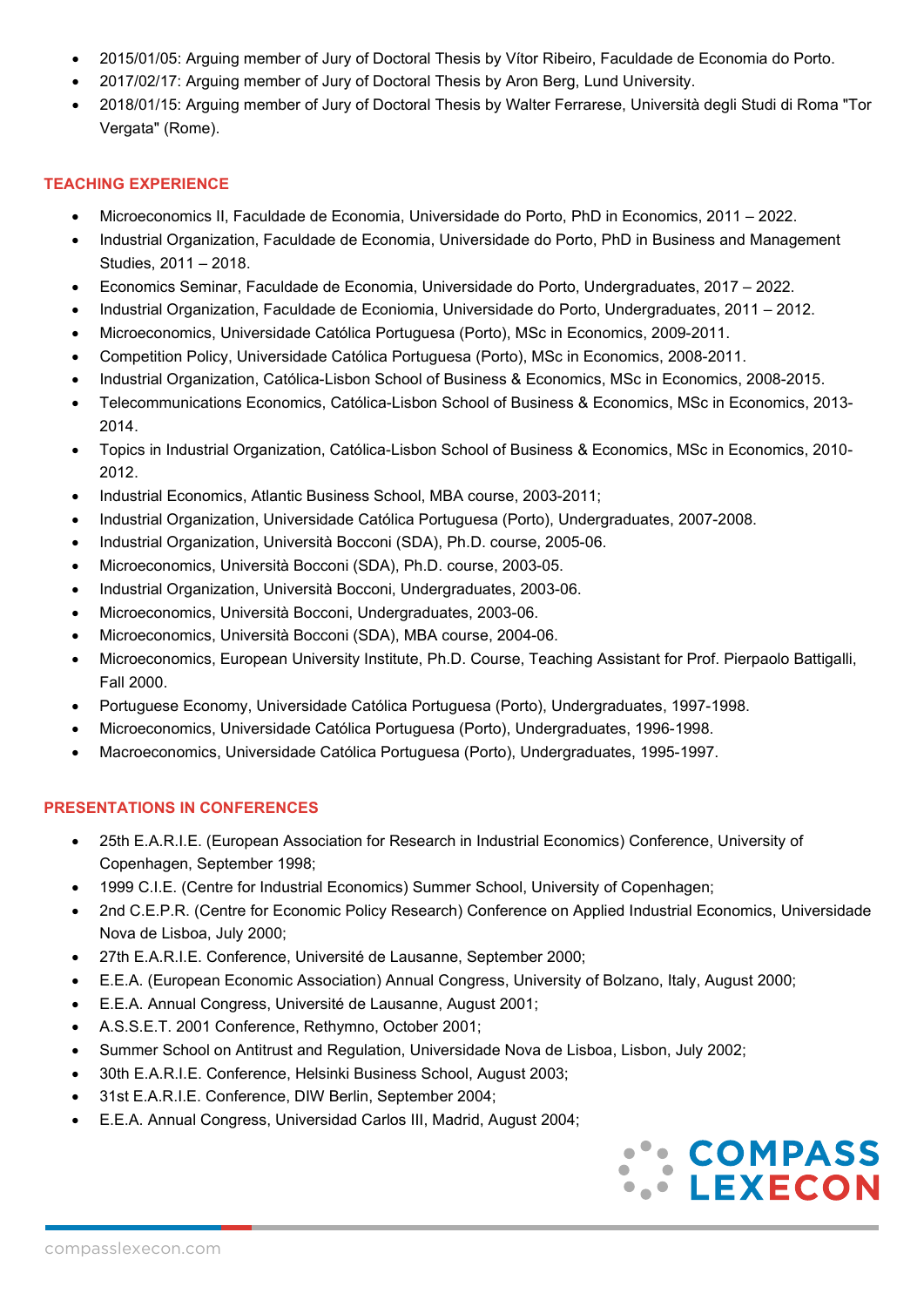- 2015/01/05: Arguing member of Jury of Doctoral Thesis by Vítor Ribeiro, Faculdade de Economia do Porto.
- 2017/02/17: Arguing member of Jury of Doctoral Thesis by Aron Berg, Lund University.
- 2018/01/15: Arguing member of Jury of Doctoral Thesis by Walter Ferrarese, Università degli Studi di Roma "Tor Vergata" (Rome).

## TEACHING EXPERIENCE

- Microeconomics II, Faculdade de Economia, Universidade do Porto, PhD in Economics, 2011 – 2022.
- Industrial Organization, Faculdade de Economia, Universidade do Porto, PhD in Business and Management Studies, 2011 – 2018.
- Economics Seminar, Faculdade de Economia, Universidade do Porto, Undergraduates, 2017 – 2022.
- Industrial Organization, Faculdade de Econiomia, Universidade do Porto, Undergraduates, 2011 – 2012.
- Microeconomics, Universidade Católica Portuguesa (Porto), MSc in Economics, 2009-2011.
- Competition Policy, Universidade Católica Portuguesa (Porto), MSc in Economics, 2008-2011.
- Industrial Organization, Católica-Lisbon School of Business & Economics, MSc in Economics, 2008-2015.
- Telecommunications Economics, Católica-Lisbon School of Business & Economics, MSc in Economics, 2013-2014.
- Topics in Industrial Organization, Católica-Lisbon School of Business & Economics, MSc in Economics, 2010-2012.
- Industrial Economics, Atlantic Business School, MBA course, 2003-2011;
- Industrial Organization, Universidade Católica Portuguesa (Porto), Undergraduates, 2007-2008.
- Industrial Organization, Università Bocconi (SDA), Ph.D. course, 2005-06.
- Microeconomics, Università Bocconi (SDA), Ph.D. course, 2003-05.
- Industrial Organization, Università Bocconi, Undergraduates, 2003-06.
- Microeconomics, Università Bocconi, Undergraduates, 2003-06.
- Microeconomics, Università Bocconi (SDA), MBA course, 2004-06.
- Microeconomics, European University Institute, Ph.D. Course, Teaching Assistant for Prof. Pierpaolo Battigalli, Fall 2000.
- Portuguese Economy, Universidade Católica Portuguesa (Porto), Undergraduates, 1997-1998.
- Microeconomics, Universidade Católica Portuguesa (Porto), Undergraduates, 1996-1998.
- Macroeconomics, Universidade Católica Portuguesa (Porto), Undergraduates, 1995-1997.

## PRESENTATIONS IN CONFERENCES

- 25th E.A.R.I.E. (European Association for Research in Industrial Economics) Conference, University of Copenhagen, September 1998;
- 1999 C.I.E. (Centre for Industrial Economics) Summer School, University of Copenhagen;
- 2nd C.E.P.R. (Centre for Economic Policy Research) Conference on Applied Industrial Economics, Universidade Nova de Lisboa, July 2000;
- 27th E.A.R.I.E. Conference, Université de Lausanne, September 2000;
- E.E.A. (European Economic Association) Annual Congress, University of Bolzano, Italy, August 2000;
- E.E.A. Annual Congress, Université de Lausanne, August 2001;
- A.S.S.E.T. 2001 Conference, Rethymno, October 2001;
- Summer School on Antitrust and Regulation, Universidade Nova de Lisboa, Lisbon, July 2002;
- 30th E.A.R.I.E. Conference, Helsinki Business School, August 2003;
- 31st E.A.R.I.E. Conference, DIW Berlin, September 2004;
- E.E.A. Annual Congress, Universidad Carlos III, Madrid, August 2004;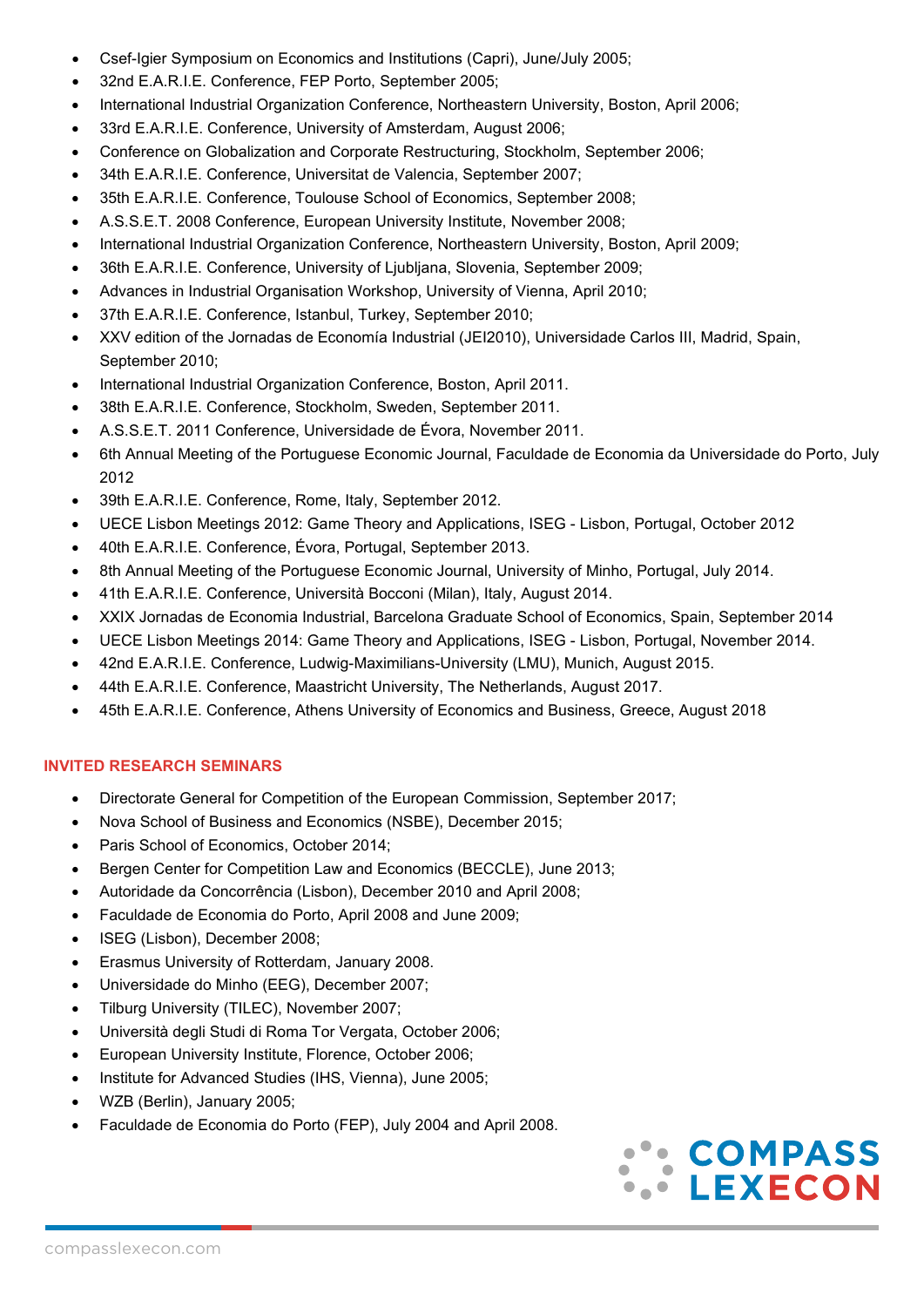- Csef-Igier Symposium on Economics and Institutions (Capri), June/July 2005;
- 32nd E.A.R.I.E. Conference, FEP Porto, September 2005;
- International Industrial Organization Conference, Northeastern University, Boston, April 2006;
- 33rd E.A.R.I.E. Conference, University of Amsterdam, August 2006;
- Conference on Globalization and Corporate Restructuring, Stockholm, September 2006;
- 34th E.A.R.I.E. Conference, Universitat de Valencia, September 2007;
- 35th E.A.R.I.E. Conference, Toulouse School of Economics, September 2008;
- A.S.S.E.T. 2008 Conference, European University Institute, November 2008;
- International Industrial Organization Conference, Northeastern University, Boston, April 2009;
- 36th E.A.R.I.E. Conference, University of Ljubljana, Slovenia, September 2009;
- Advances in Industrial Organisation Workshop, University of Vienna, April 2010;
- 37th E.A.R.I.E. Conference, Istanbul, Turkey, September 2010;
- XXV edition of the Jornadas de Economía Industrial (JEI2010), Universidade Carlos III, Madrid, Spain, September 2010;
- International Industrial Organization Conference, Boston, April 2011.
- 38th E.A.R.I.E. Conference, Stockholm, Sweden, September 2011.
- A.S.S.E.T. 2011 Conference, Universidade de Évora, November 2011.
- 6th Annual Meeting of the Portuguese Economic Journal, Faculdade de Economia da Universidade do Porto, July 2012
- 39th E.A.R.I.E. Conference, Rome, Italy, September 2012.
- UECE Lisbon Meetings 2012: Game Theory and Applications, ISEG - Lisbon, Portugal, October 2012
- 40th E.A.R.I.E. Conference, Évora, Portugal, September 2013.
- 8th Annual Meeting of the Portuguese Economic Journal, University of Minho, Portugal, July 2014.
- 41th E.A.R.I.E. Conference, Università Bocconi (Milan), Italy, August 2014.
- XXIX Jornadas de Economia Industrial, Barcelona Graduate School of Economics, Spain, September 2014
- UECE Lisbon Meetings 2014: Game Theory and Applications, ISEG - Lisbon, Portugal, November 2014.
- 42nd E.A.R.I.E. Conference, Ludwig-Maximilians-University (LMU), Munich, August 2015.
- 44th E.A.R.I.E. Conference, Maastricht University, The Netherlands, August 2017.
- 45th E.A.R.I.E. Conference, Athens University of Economics and Business, Greece, August 2018

## INVITED RESEARCH SEMINARS

- Directorate General for Competition of the European Commission, September 2017;
- Nova School of Business and Economics (NSBE), December 2015;
- Paris School of Economics, October 2014;
- Bergen Center for Competition Law and Economics (BECCLE), June 2013;
- Autoridade da Concorrência (Lisbon), December 2010 and April 2008;
- Faculdade de Economia do Porto, April 2008 and June 2009;
- ISEG (Lisbon), December 2008;
- Erasmus University of Rotterdam, January 2008.
- Universidade do Minho (EEG), December 2007;
- Tilburg University (TILEC), November 2007;
- Università degli Studi di Roma Tor Vergata, October 2006;
- European University Institute, Florence, October 2006;
- Institute for Advanced Studies (IHS, Vienna), June 2005;
- WZB (Berlin), January 2005;
- Faculdade de Economia do Porto (FEP), July 2004 and April 2008.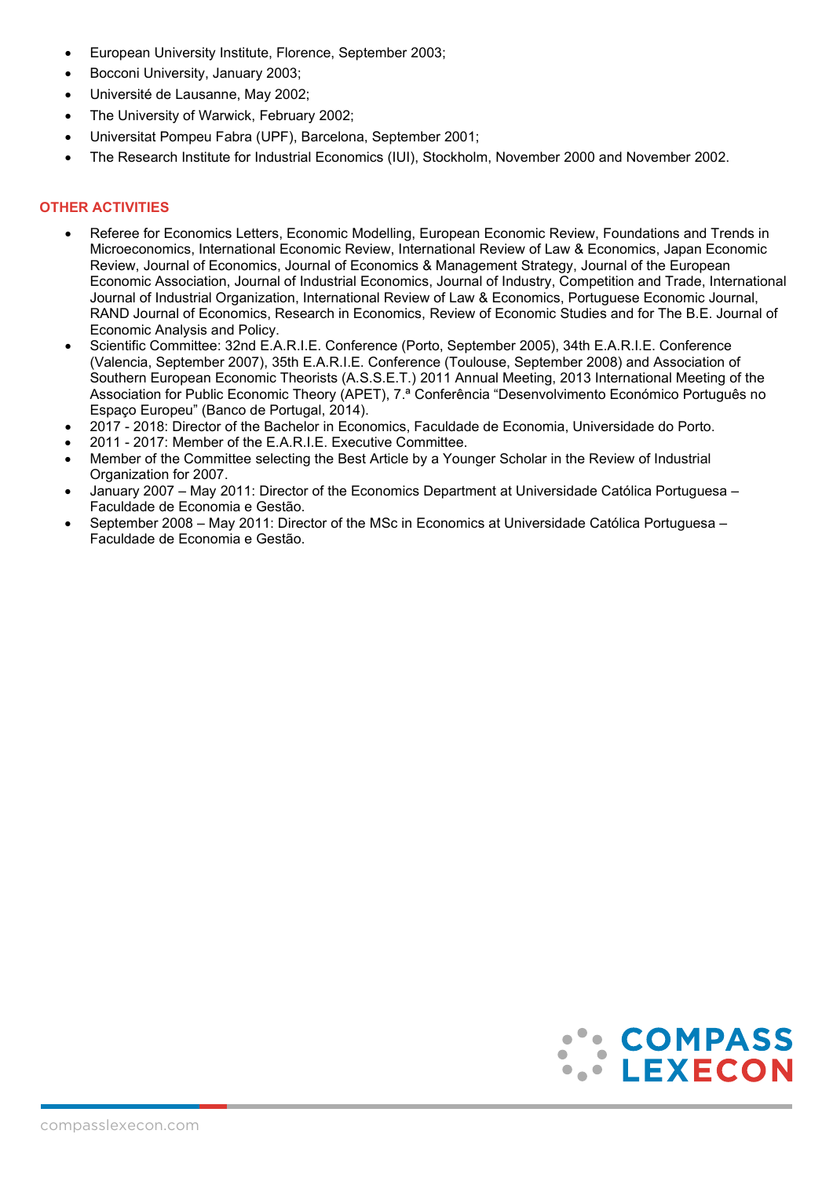- European University Institute, Florence, September 2003;
- Bocconi University, January 2003;
- Université de Lausanne, May 2002;
- The University of Warwick, February 2002;
- Universitat Pompeu Fabra (UPF), Barcelona, September 2001;
- The Research Institute for Industrial Economics (IUI), Stockholm, November 2000 and November 2002.

## OTHER ACTIVITIES

- Referee for Economics Letters, Economic Modelling, European Economic Review, Foundations and Trends in Microeconomics, International Economic Review, International Review of Law & Economics, Japan Economic Review, Journal of Economics, Journal of Economics & Management Strategy, Journal of the European Economic Association, Journal of Industrial Economics, Journal of Industry, Competition and Trade, International Journal of Industrial Organization, International Review of Law & Economics, Portuguese Economic Journal, RAND Journal of Economics, Research in Economics, Review of Economic Studies and for The B.E. Journal of Economic Analysis and Policy.
- Scientific Committee: 32nd E.A.R.I.E. Conference (Porto, September 2005), 34th E.A.R.I.E. Conference (Valencia, September 2007), 35th E.A.R.I.E. Conference (Toulouse, September 2008) and Association of Southern European Economic Theorists (A.S.S.E.T.) 2011 Annual Meeting, 2013 International Meeting of the Association for Public Economic Theory (APET), 7.ª Conferência "Desenvolvimento Económico Português no Espaço Europeu" (Banco de Portugal, 2014).
- 2017 - 2018: Director of the Bachelor in Economics, Faculdade de Economia, Universidade do Porto.
- 2011 - 2017: Member of the E.A.R.I.E. Executive Committee.
- Member of the Committee selecting the Best Article by a Younger Scholar in the Review of Industrial Organization for 2007.
- January 2007 – May 2011: Director of the Economics Department at Universidade Católica Portuguesa – Faculdade de Economia e Gestão.
- September 2008 – May 2011: Director of the MSc in Economics at Universidade Católica Portuguesa – Faculdade de Economia e Gestão.